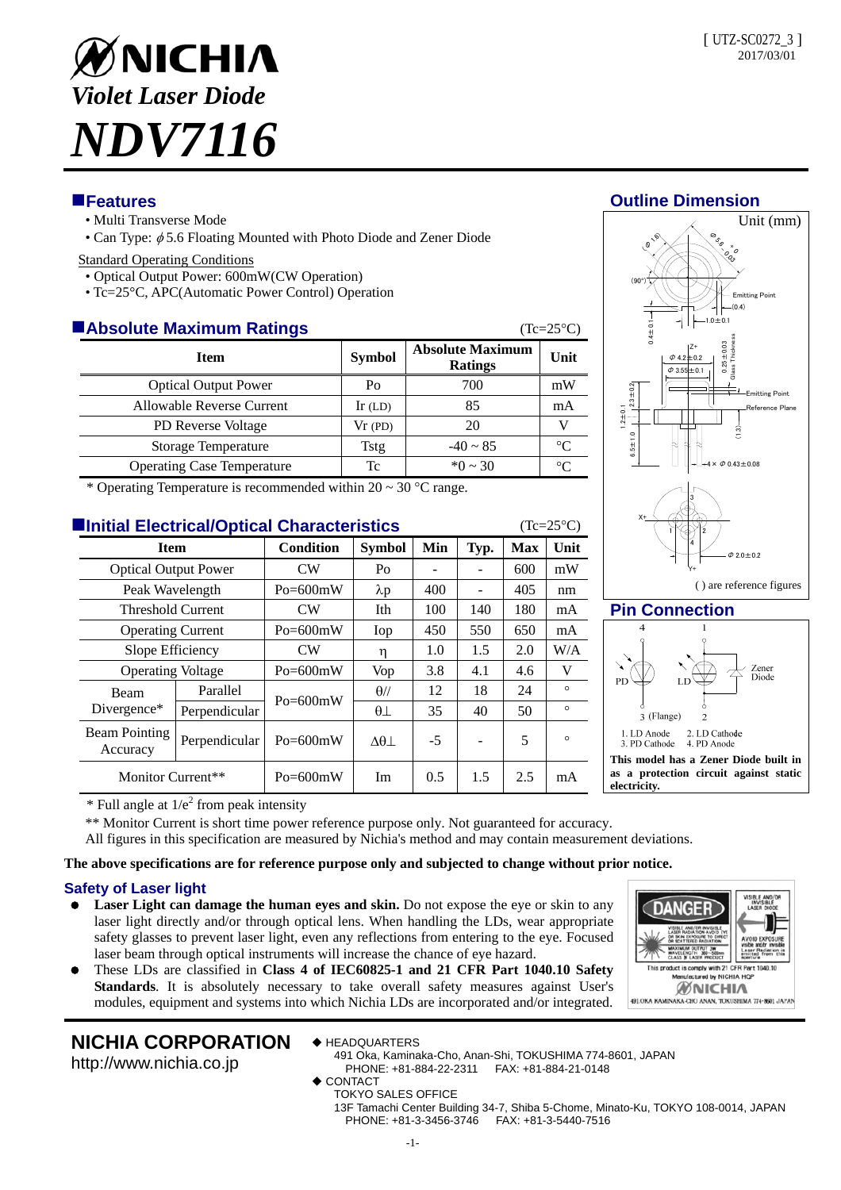[ UTZ-SC0272_3 ]
2017/03/01

# NICHIA

*Violet Laser Diode*

# *NDV7116*

## Features

- Multi Transverse Mode
- Can Type: $\phi$5.6 Floating Mounted with Photo Diode and Zener Diode

Standard Operating Conditions

- Optical Output Power: 600mW(CW Operation)
- Tc=25°C, APC(Automatic Power Control) Operation

## Absolute Maximum Ratings

(Tc=25°C)

| Item | Symbol | Absolute Maximum Ratings | Unit |
|---|---|---|---|
| Optical Output Power | Po | 700 | mW |
| Allowable Reverse Current | Ir (LD) | 85 | mA |
| PD Reverse Voltage | Vr (PD) | 20 | V |
| Storage Temperature | Tstg | -40 ~ 85 | °C |
| Operating Case Temperature | Tc | *0 ~ 30 | °C |

* Operating Temperature is recommended within 20 ~ 30 °C range.

## Initial Electrical/Optical Characteristics

(Tc=25°C)

| Item | | Condition | Symbol | Min | Typ. | Max | Unit |
|---|---|---|---|---|---|---|---|
| Optical Output Power | | CW | Po | - | - | 600 | mW |
| Peak Wavelength | | Po=600mW | λp | 400 | - | 405 | nm |
| Threshold Current | | CW | Ith | 100 | 140 | 180 | mA |
| Operating Current | | Po=600mW | Iop | 450 | 550 | 650 | mA |
| Slope Efficiency | | CW | η | 1.0 | 1.5 | 2.0 | W/A |
| Operating Voltage | | Po=600mW | Vop | 3.8 | 4.1 | 4.6 | V |
| Beam Divergence* | Parallel | Po=600mW | θ// | 12 | 18 | 24 | ° |
| | Perpendicular | | θ⊥ | 35 | 40 | 50 | ° |
| Beam Pointing Accuracy | Perpendicular | Po=600mW | Δθ⊥ | -5 | - | 5 | ° |
| Monitor Current** | | Po=600mW | Im | 0.5 | 1.5 | 2.5 | mA |

* Full angle at $1/e^2$ from peak intensity

** Monitor Current is short time power reference purpose only. Not guaranteed for accuracy.

All figures in this specification are measured by Nichia's method and may contain measurement deviations.

**The above specifications are for reference purpose only and subjected to change without prior notice.**

## Outline Dimension

Unit (mm)

( ) are reference figures

## Pin Connection

1. LD Anode 2. LD Cathode
3. PD Cathode 4. PD Anode

**This model has a Zener Diode built in as a protection circuit against static electricity.**

## Safety of Laser light

- **Laser Light can damage the human eyes and skin.** Do not expose the eye or skin to any laser light directly and/or through optical lens. When handling the LDs, wear appropriate safety glasses to prevent laser light, even any reflections from entering to the eye. Focused laser beam through optical instruments will increase the chance of eye hazard.
- These LDs are classified in **Class 4 of IEC60825-1 and 21 CFR Part 1040.10 Safety Standards**. It is absolutely necessary to take overall safety measures against User's modules, equipment and systems into which Nichia LDs are incorporated and/or integrated.

**NICHIA CORPORATION**
http://www.nichia.co.jp

◆ HEADQUARTERS
491 Oka, Kaminaka-Cho, Anan-Shi, TOKUSHIMA 774-8601, JAPAN
PHONE: +81-884-22-2311 FAX: +81-884-21-0148

◆ CONTACT
TOKYO SALES OFFICE
13F Tamachi Center Building 34-7, Shiba 5-Chome, Minato-Ku, TOKYO 108-0014, JAPAN
PHONE: +81-3-3456-3746 FAX: +81-3-5440-7516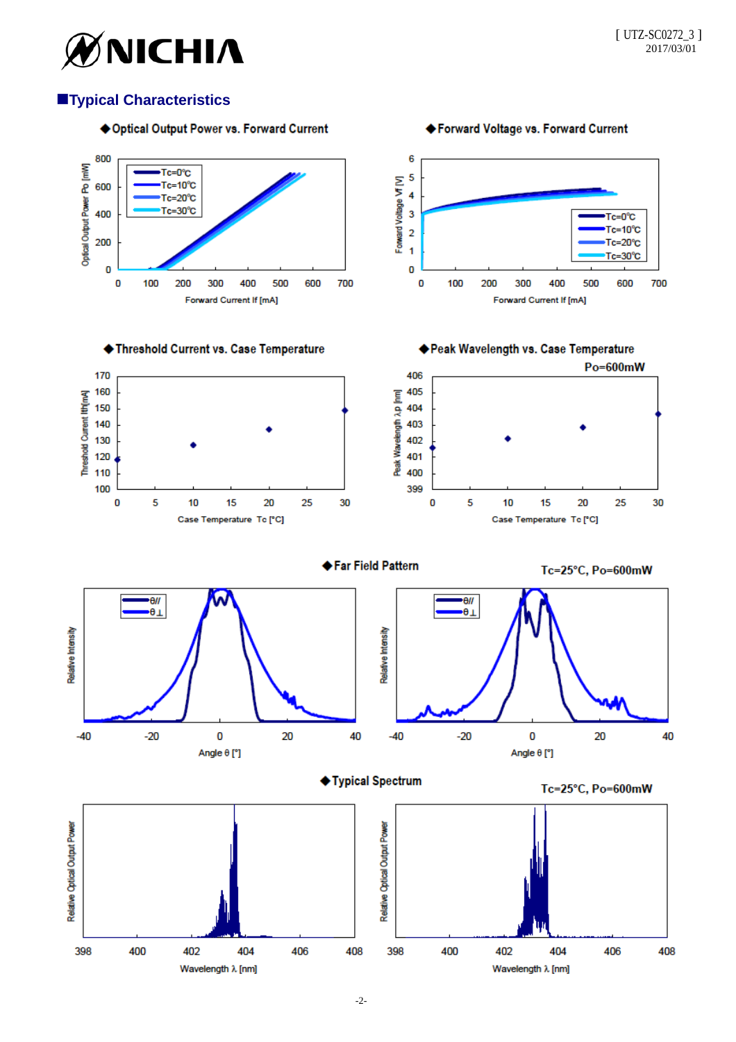## ■Typical Characteristics

◆Optical Output Power vs. Forward Current

Optical Output Power Po [mW]

Tc=0℃
Tc=10℃
Tc=20℃
Tc=30℃

Forward Current If [mA]

◆Forward Voltage vs. Forward Current

Forward Voltage Vf [V]

Tc=0℃
Tc=10℃
Tc=20℃
Tc=30℃

Forward Current If [mA]

◆Threshold Current vs. Case Temperature

Threshold Current Ith[mA]

Case Temperature Tc [°C]

◆Peak Wavelength vs. Case Temperature

Po=600mW

Peak Wavelength λp [nm]

Case Temperature Tc [°C]

◆Far Field Pattern

Tc=25°C, Po=600mW

Relative Intensity

θ//
θ⊥

Angle θ [°]

◆Typical Spectrum

Tc=25°C, Po=600mW

Relative Optical Output Power

Wavelength λ [nm]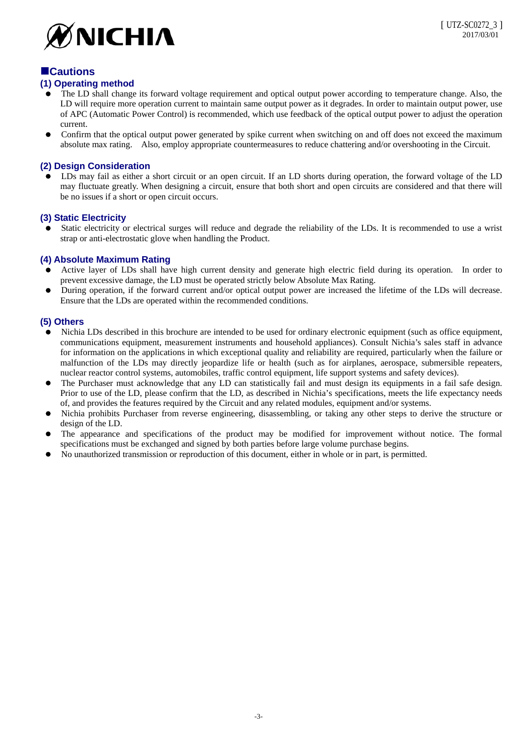## ■Cautions

### (1) Operating method

- The LD shall change its forward voltage requirement and optical output power according to temperature change. Also, the LD will require more operation current to maintain same output power as it degrades. In order to maintain output power, use of APC (Automatic Power Control) is recommended, which use feedback of the optical output power to adjust the operation current.
- Confirm that the optical output power generated by spike current when switching on and off does not exceed the maximum absolute max rating. Also, employ appropriate countermeasures to reduce chattering and/or overshooting in the Circuit.

### (2) Design Consideration

- LDs may fail as either a short circuit or an open circuit. If an LD shorts during operation, the forward voltage of the LD may fluctuate greatly. When designing a circuit, ensure that both short and open circuits are considered and that there will be no issues if a short or open circuit occurs.

### (3) Static Electricity

- Static electricity or electrical surges will reduce and degrade the reliability of the LDs. It is recommended to use a wrist strap or anti-electrostatic glove when handling the Product.

### (4) Absolute Maximum Rating

- Active layer of LDs shall have high current density and generate high electric field during its operation. In order to prevent excessive damage, the LD must be operated strictly below Absolute Max Rating.
- During operation, if the forward current and/or optical output power are increased the lifetime of the LDs will decrease. Ensure that the LDs are operated within the recommended conditions.

### (5) Others

- Nichia LDs described in this brochure are intended to be used for ordinary electronic equipment (such as office equipment, communications equipment, measurement instruments and household appliances). Consult Nichia's sales staff in advance for information on the applications in which exceptional quality and reliability are required, particularly when the failure or malfunction of the LDs may directly jeopardize life or health (such as for airplanes, aerospace, submersible repeaters, nuclear reactor control systems, automobiles, traffic control equipment, life support systems and safety devices).
- The Purchaser must acknowledge that any LD can statistically fail and must design its equipments in a fail safe design. Prior to use of the LD, please confirm that the LD, as described in Nichia's specifications, meets the life expectancy needs of, and provides the features required by the Circuit and any related modules, equipment and/or systems.
- Nichia prohibits Purchaser from reverse engineering, disassembling, or taking any other steps to derive the structure or design of the LD.
- The appearance and specifications of the product may be modified for improvement without notice. The formal specifications must be exchanged and signed by both parties before large volume purchase begins.
- No unauthorized transmission or reproduction of this document, either in whole or in part, is permitted.